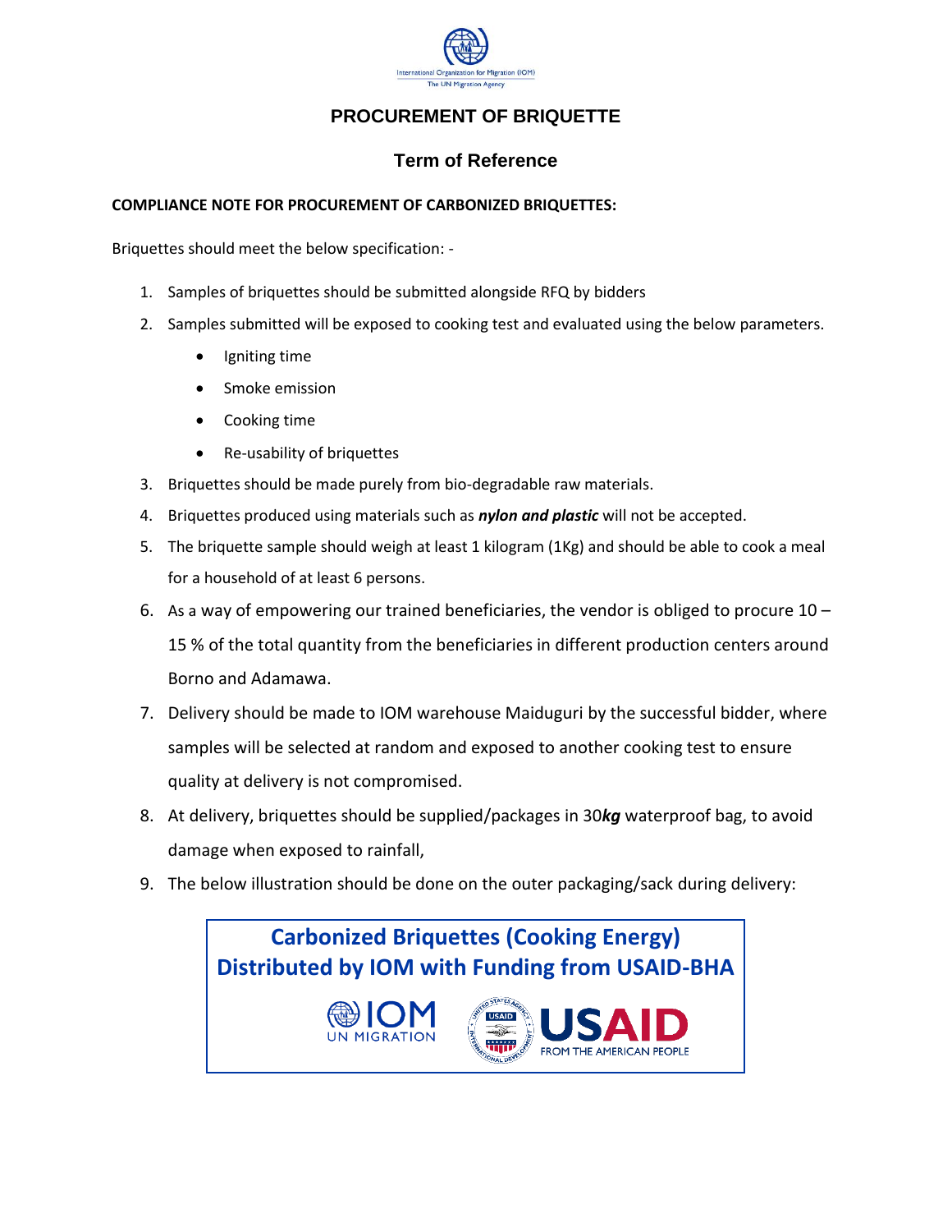# PROCUREMENT OF BRIQUETTE

## Term of Reference

**COMPLIANCE NOTE FOR PROCUREMENT OF CARBONIZED BRIQUETTES:**

Briquettes should meet the below specification: -

1. Samples of briquettes should be submitted alongside RFQ by bidders
2. Samples submitted will be exposed to cooking test and evaluated using the below parameters.
   - Igniting time
   - Smoke emission
   - Cooking time
   - Re-usability of briquettes
3. Briquettes should be made purely from bio-degradable raw materials.
4. Briquettes produced using materials such as ***nylon and plastic*** will not be accepted.
5. The briquette sample should weigh at least 1 kilogram (1Kg) and should be able to cook a meal for a household of at least 6 persons.
6. As a way of empowering our trained beneficiaries, the vendor is obliged to procure 10 – 15 % of the total quantity from the beneficiaries in different production centers around Borno and Adamawa.
7. Delivery should be made to IOM warehouse Maiduguri by the successful bidder, where samples will be selected at random and exposed to another cooking test to ensure quality at delivery is not compromised.
8. At delivery, briquettes should be supplied/packages in 30***kg*** waterproof bag, to avoid damage when exposed to rainfall,
9. The below illustration should be done on the outer packaging/sack during delivery:

**Carbonized Briquettes (Cooking Energy)**
**Distributed by IOM with Funding from USAID-BHA**

IOM UN MIGRATION — USAID FROM THE AMERICAN PEOPLE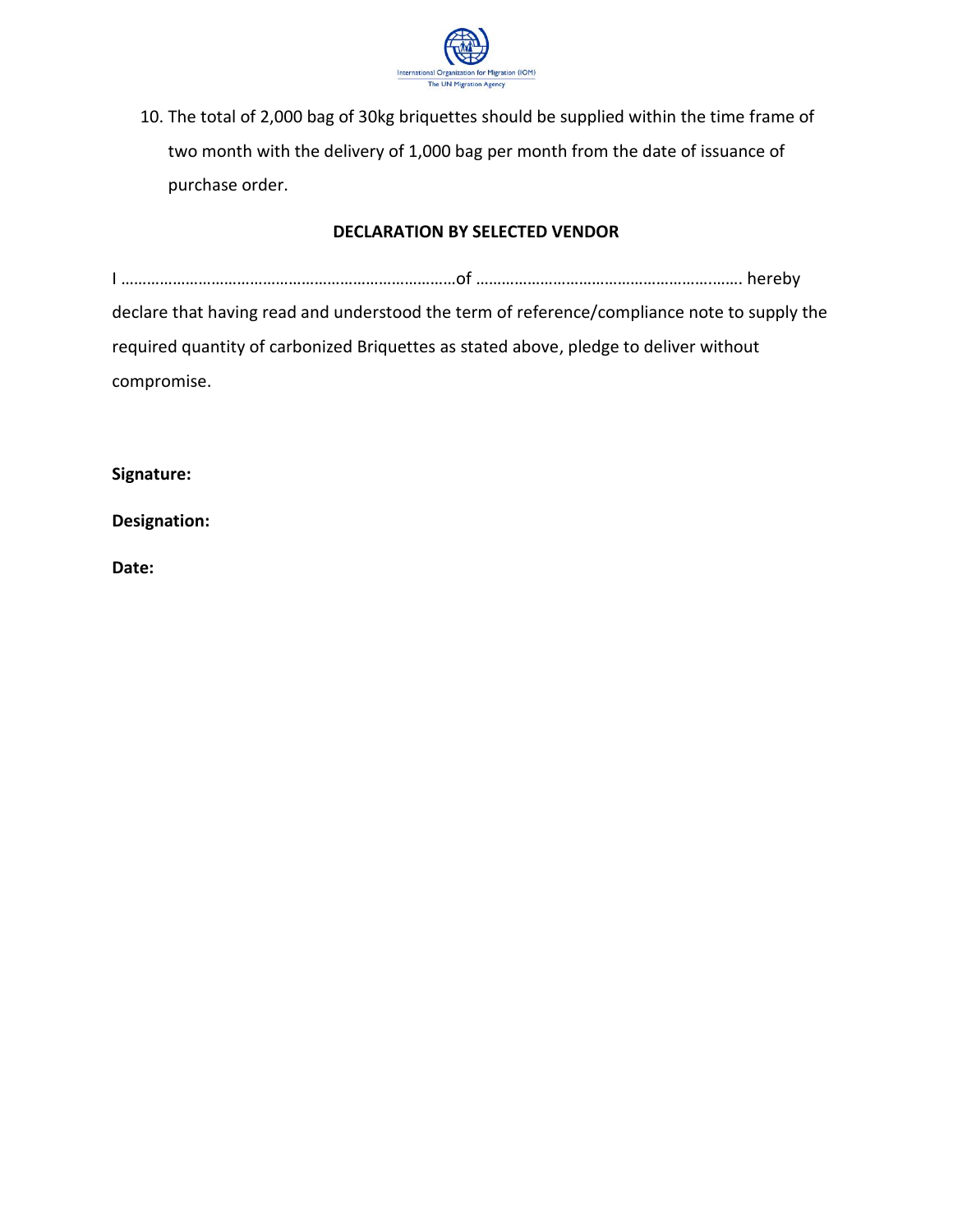10. The total of 2,000 bag of 30kg briquettes should be supplied within the time frame of two month with the delivery of 1,000 bag per month from the date of issuance of purchase order.

**DECLARATION BY SELECTED VENDOR**

I ……………………………………………………………………of …………………………………………………..…. hereby declare that having read and understood the term of reference/compliance note to supply the required quantity of carbonized Briquettes as stated above, pledge to deliver without compromise.

**Signature:**

**Designation:**

**Date:**